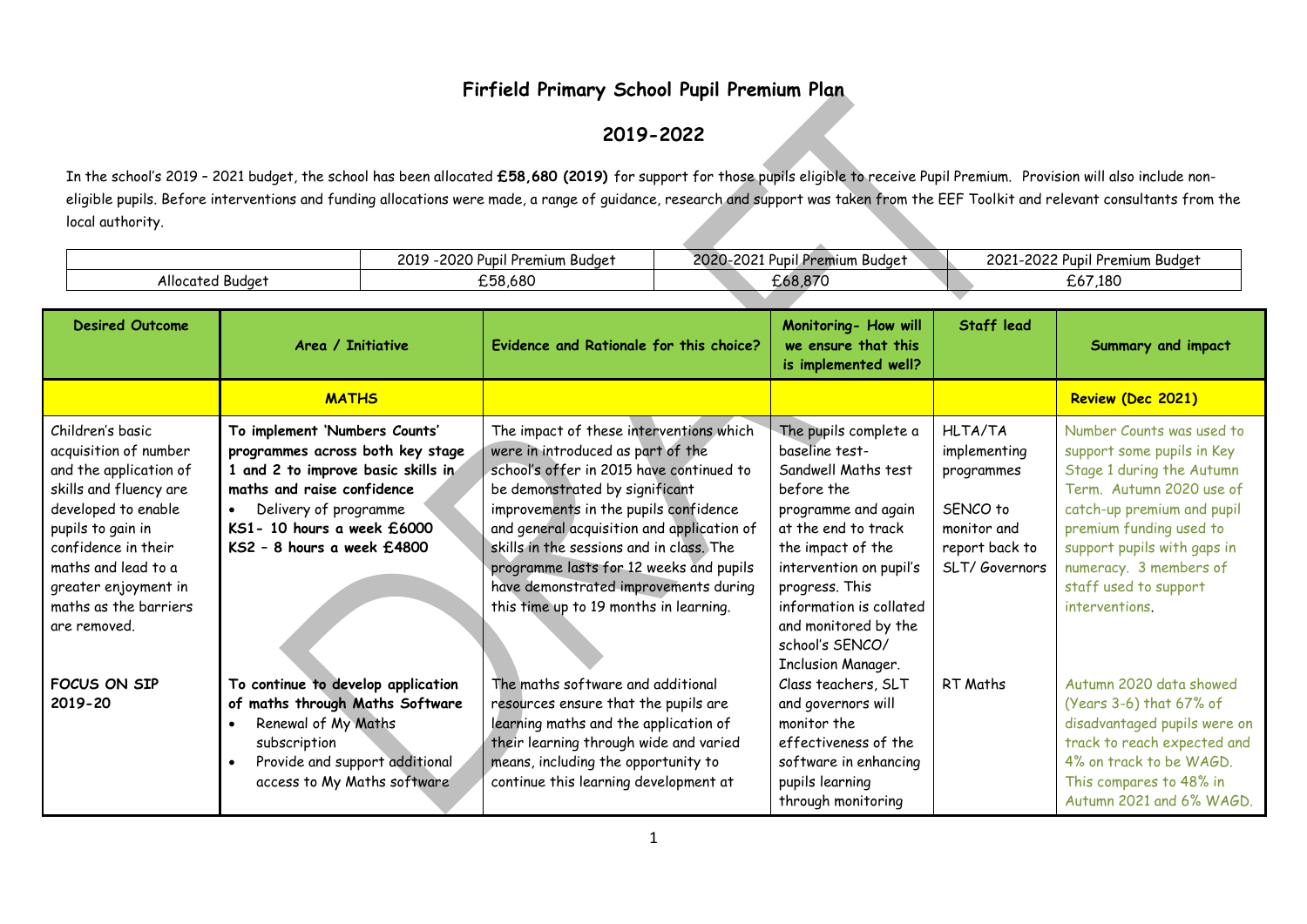# Firfield Primary School Pupil Premium Plan

## 2019-2022

In the school's 2019 – 2021 budget, the school has been allocated **£58,680 (2019)** for support for those pupils eligible to receive Pupil Premium. Provision will also include non-eligible pupils. Before interventions and funding allocations were made, a range of guidance, research and support was taken from the EEF Toolkit and relevant consultants from the local authority.

| | 2019 -2020 Pupil Premium Budget | 2020-2021 Pupil Premium Budget | 2021-2022 Pupil Premium Budget |
|---|---|---|---|
| Allocated Budget | £58,680 | £68,870 | £67,180 |

| Desired Outcome | Area / Initiative | Evidence and Rationale for this choice? | Monitoring- How will we ensure that this is implemented well? | Staff lead | Summary and impact |
|---|---|---|---|---|---|
| | **MATHS** | | | | **Review (Dec 2021)** |
| Children's basic acquisition of number and the application of skills and fluency are developed to enable pupils to gain in confidence in their maths and lead to a greater enjoyment in maths as the barriers are removed. | **To implement 'Numbers Counts' programmes across both key stage 1 and 2 to improve basic skills in maths and raise confidence**<br>• Delivery of programme<br>**KS1- 10 hours a week £6000**<br>**KS2 – 8 hours a week £4800** | The impact of these interventions which were in introduced as part of the school's offer in 2015 have continued to be demonstrated by significant improvements in the pupils confidence and general acquisition and application of skills in the sessions and in class. The programme lasts for 12 weeks and pupils have demonstrated improvements during this time up to 19 months in learning. | The pupils complete a baseline test- Sandwell Maths test before the programme and again at the end to track the impact of the intervention on pupil's progress. This information is collated and monitored by the school's SENCO/ Inclusion Manager. | HLTA/TA implementing programmes<br><br>SENCO to monitor and report back to SLT/ Governors | Number Counts was used to support some pupils in Key Stage 1 during the Autumn Term. Autumn 2020 use of catch-up premium and pupil premium funding used to support pupils with gaps in numeracy. 3 members of staff used to support interventions. |
| **FOCUS ON SIP 2019-20** | **To continue to develop application of maths through Maths Software**<br>• Renewal of My Maths subscription<br>• Provide and support additional access to My Maths software | The maths software and additional resources ensure that the pupils are learning maths and the application of their learning through wide and varied means, including the opportunity to continue this learning development at | Class teachers, SLT and governors will monitor the effectiveness of the software in enhancing pupils learning through monitoring | RT Maths | Autumn 2020 data showed (Years 3-6) that 67% of disadvantaged pupils were on track to reach expected and 4% on track to be WAGD. This compares to 48% in Autumn 2021 and 6% WAGD. |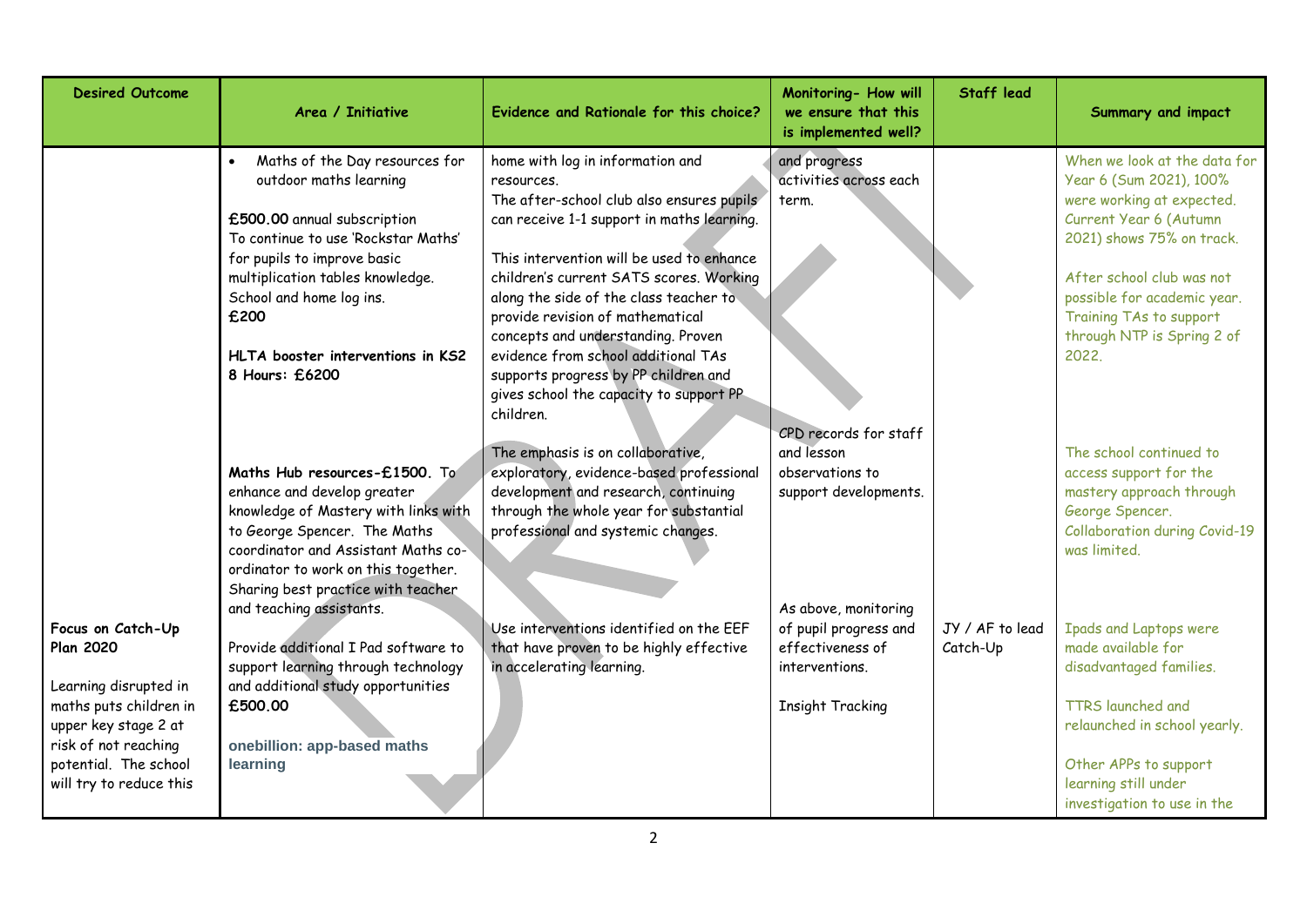| Desired Outcome | Area / Initiative | Evidence and Rationale for this choice? | Monitoring- How will we ensure that this is implemented well? | Staff lead | Summary and impact |
|---|---|---|---|---|---|
| | • Maths of the Day resources for outdoor maths learning<br><br>**£500.00** annual subscription<br>To continue to use 'Rockstar Maths' for pupils to improve basic multiplication tables knowledge. School and home log ins.<br>**£200**<br><br>**HLTA booster interventions in KS2 8 Hours: £6200** | home with log in information and resources.<br>The after-school club also ensures pupils can receive 1-1 support in maths learning.<br><br>This intervention will be used to enhance children's current SATS scores. Working along the side of the class teacher to provide revision of mathematical concepts and understanding. Proven evidence from school additional TAs supports progress by PP children and gives school the capacity to support PP children. | and progress activities across each term. | | When we look at the data for Year 6 (Sum 2021), 100% were working at expected. Current Year 6 (Autumn 2021) shows 75% on track.<br><br>After school club was not possible for academic year. Training TAs to support through NTP is Spring 2 of 2022. |
| | **Maths Hub resources-£1500.** To enhance and develop greater knowledge of Mastery with links with to George Spencer. The Maths coordinator and Assistant Maths co-ordinator to work on this together. Sharing best practice with teacher and teaching assistants. | The emphasis is on collaborative, exploratory, evidence-based professional development and research, continuing through the whole year for substantial professional and systemic changes. | CPD records for staff and lesson observations to support developments. | | The school continued to access support for the mastery approach through George Spencer. Collaboration during Covid-19 was limited. |
| **Focus on Catch-Up Plan 2020**<br><br>Learning disrupted in maths puts children in upper key stage 2 at risk of not reaching potential. The school will try to reduce this | Provide additional I Pad software to support learning through technology and additional study opportunities<br>**£500.00**<br><br>**onebillion: app-based maths learning** | Use interventions identified on the EEF that have proven to be highly effective in accelerating learning. | As above, monitoring of pupil progress and effectiveness of interventions.<br><br>Insight Tracking | JY / AF to lead Catch-Up | Ipads and Laptops were made available for disadvantaged families.<br><br>TTRS launched and relaunched in school yearly.<br><br>Other APPs to support learning still under investigation to use in the |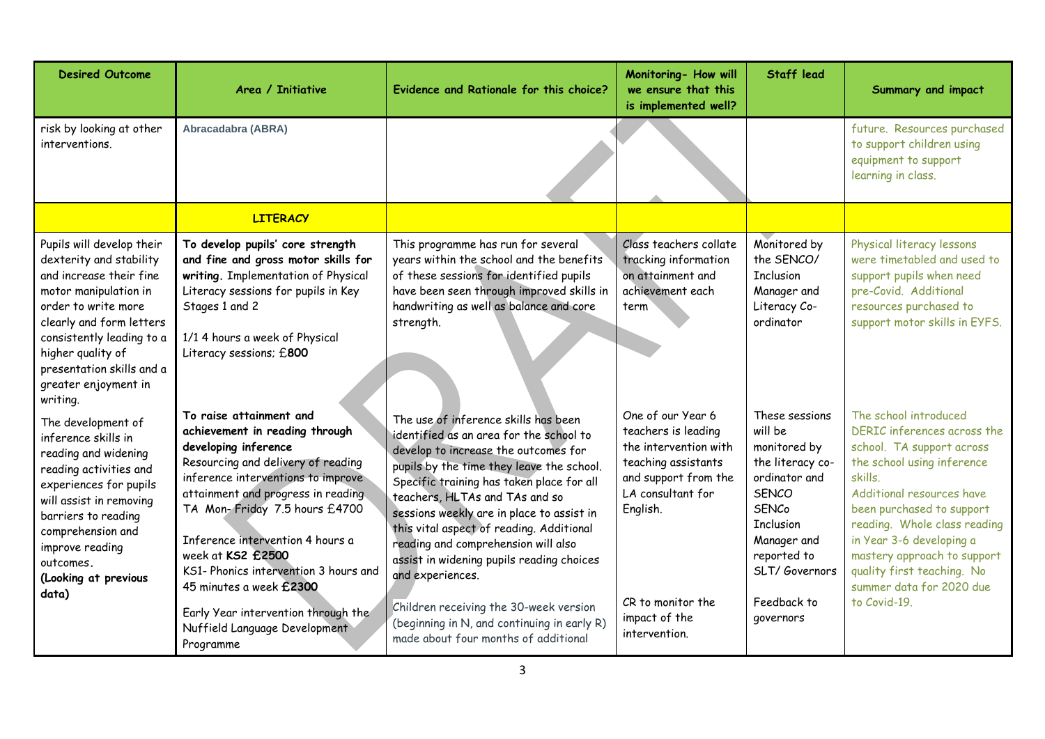| Desired Outcome | Area / Initiative | Evidence and Rationale for this choice? | Monitoring- How will we ensure that this is implemented well? | Staff lead | Summary and impact |
|---|---|---|---|---|---|
| risk by looking at other interventions. | Abracadabra (ABRA) | | | | future. Resources purchased to support children using equipment to support learning in class. |
| | **LITERACY** | | | | |
| Pupils will develop their dexterity and stability and increase their fine motor manipulation in order to write more clearly and form letters consistently leading to a higher quality of presentation skills and a greater enjoyment in writing. | **To develop pupils' core strength and fine and gross motor skills for writing.** Implementation of Physical Literacy sessions for pupils in Key Stages 1 and 2<br><br>1/1 4 hours a week of Physical Literacy sessions; £**800** | This programme has run for several years within the school and the benefits of these sessions for identified pupils have been seen through improved skills in handwriting as well as balance and core strength. | Class teachers collate tracking information on attainment and achievement each term | Monitored by the SENCO/ Inclusion Manager and Literacy Co-ordinator | Physical literacy lessons were timetabled and used to support pupils when need pre-Covid. Additional resources purchased to support motor skills in EYFS. |
| The development of inference skills in reading and widening reading activities and experiences for pupils will assist in removing barriers to reading comprehension and improve reading outcomes.<br>**(Looking at previous data)** | **To raise attainment and achievement in reading through developing inference**<br>Resourcing and delivery of reading inference interventions to improve attainment and progress in reading TA Mon- Friday 7.5 hours £4700<br><br>Inference intervention 4 hours a week at **KS2 £2500**<br>KS1- Phonics intervention 3 hours and 45 minutes a week **£2300**<br><br>Early Year intervention through the Nuffield Language Development Programme | The use of inference skills has been identified as an area for the school to develop to increase the outcomes for pupils by the time they leave the school. Specific training has taken place for all teachers, HLTAs and TAs and so sessions weekly are in place to assist in this vital aspect of reading. Additional reading and comprehension will also assist in widening pupils reading choices and experiences.<br><br>Children receiving the 30-week version (beginning in N, and continuing in early R) made about four months of additional | One of our Year 6 teachers is leading the intervention with teaching assistants and support from the LA consultant for English.<br><br>CR to monitor the impact of the intervention. | These sessions will be monitored by the literacy co-ordinator and SENCO SENCo Inclusion Manager and reported to SLT/ Governors<br><br>Feedback to governors | The school introduced DERIC inferences across the school. TA support across the school using inference skills.<br>Additional resources have been purchased to support reading. Whole class reading in Year 3-6 developing a mastery approach to support quality first teaching. No summer data for 2020 due to Covid-19. |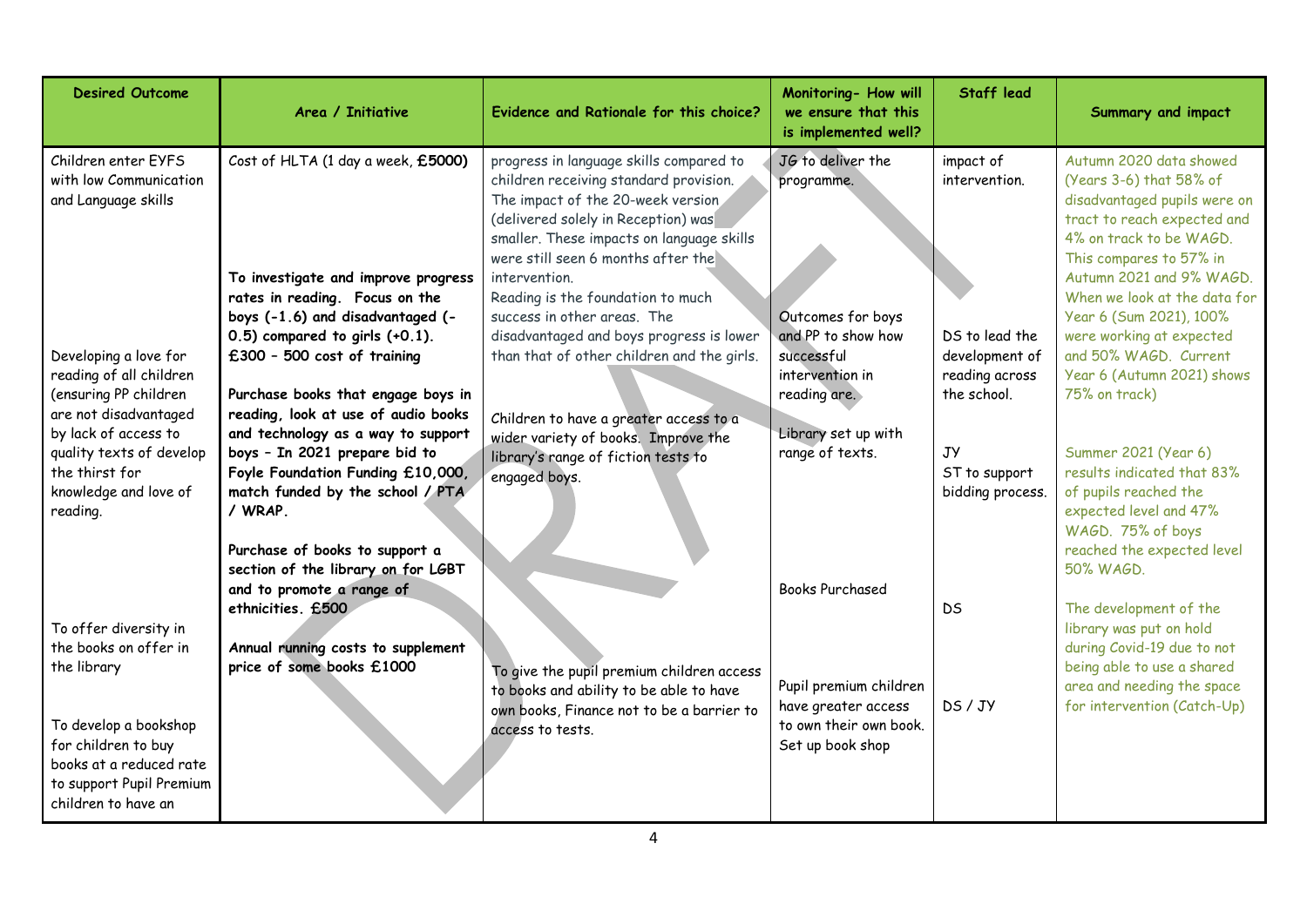| Desired Outcome | Area / Initiative | Evidence and Rationale for this choice? | Monitoring- How will we ensure that this is implemented well? | Staff lead | Summary and impact |
|---|---|---|---|---|---|
| Children enter EYFS with low Communication and Language skills | Cost of HLTA (1 day a week, **£5000**) | progress in language skills compared to children receiving standard provision. The impact of the 20-week version (delivered solely in Reception) was smaller. These impacts on language skills were still seen 6 months after the intervention. | JG to deliver the programme. | impact of intervention. | Autumn 2020 data showed (Years 3-6) that 58% of disadvantaged pupils were on tract to reach expected and 4% on track to be WAGD. This compares to 57% in Autumn 2021 and 9% WAGD. When we look at the data for Year 6 (Sum 2021), 100% were working at expected and 50% WAGD. Current Year 6 (Autumn 2021) shows 75% on track) |
| Developing a love for reading of all children (ensuring PP children are not disadvantaged by lack of access to quality texts of develop the thirst for knowledge and love of reading. | **To investigate and improve progress rates in reading. Focus on the boys (-1.6) and disadvantaged (-0.5) compared to girls (+0.1). £300 – 500 cost of training**<br><br>**Purchase books that engage boys in reading, look at use of audio books and technology as a way to support boys – In 2021 prepare bid to Foyle Foundation Funding £10,000, match funded by the school / PTA / WRAP.** | Reading is the foundation to much success in other areas. The disadvantaged and boys progress is lower than that of other children and the girls.<br><br>Children to have a greater access to a wider variety of books. Improve the library's range of fiction tests to engaged boys. | Outcomes for boys and PP to show how successful intervention in reading are.<br><br>Library set up with range of texts. | DS to lead the development of reading across the school.<br><br>JY<br>ST to support bidding process. | Summer 2021 (Year 6) results indicated that 83% of pupils reached the expected level and 47% WAGD. 75% of boys reached the expected level 50% WAGD. |
| To offer diversity in the books on offer in the library | **Purchase of books to support a section of the library on for LGBT and to promote a range of ethnicities. £500** | | Books Purchased | DS | The development of the library was put on hold during Covid-19 due to not being able to use a shared area and needing the space for intervention (Catch-Up) |
| To develop a bookshop for children to buy books at a reduced rate to support Pupil Premium children to have an | **Annual running costs to supplement price of some books £1000** | To give the pupil premium children access to books and ability to be able to have own books, Finance not to be a barrier to access to tests. | Pupil premium children have greater access to own their own book. Set up book shop | DS / JY | |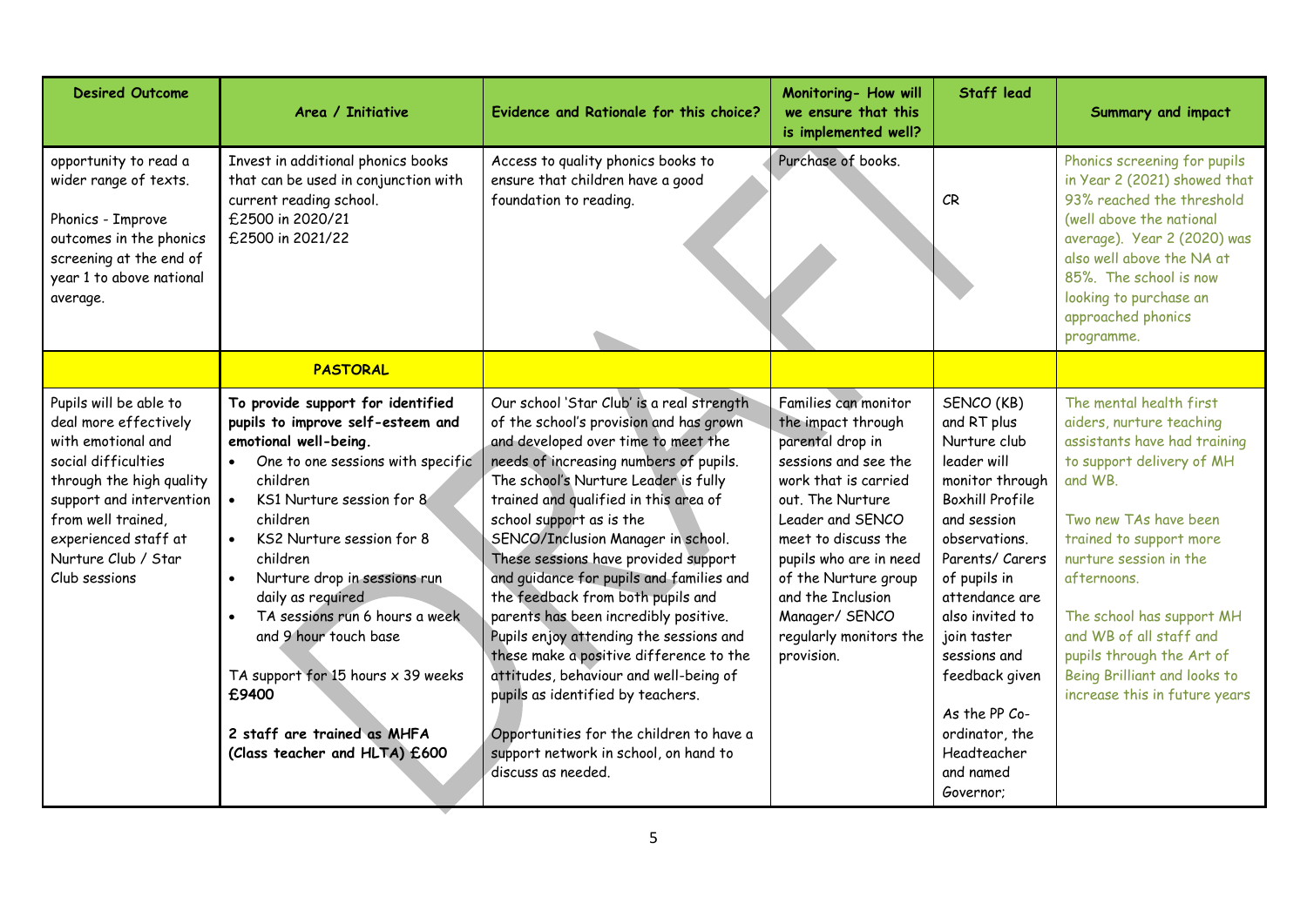| Desired Outcome | Area / Initiative | Evidence and Rationale for this choice? | Monitoring- How will we ensure that this is implemented well? | Staff lead | Summary and impact |
|---|---|---|---|---|---|
| opportunity to read a wider range of texts.<br><br>Phonics - Improve outcomes in the phonics screening at the end of year 1 to above national average. | Invest in additional phonics books that can be used in conjunction with current reading school.<br>£2500 in 2020/21<br>£2500 in 2021/22 | Access to quality phonics books to ensure that children have a good foundation to reading. | Purchase of books. | CR | Phonics screening for pupils in Year 2 (2021) showed that 93% reached the threshold (well above the national average). Year 2 (2020) was also well above the NA at 85%. The school is now looking to purchase an approached phonics programme. |
| | **PASTORAL** | | | | |
| Pupils will be able to deal more effectively with emotional and social difficulties through the high quality support and intervention from well trained, experienced staff at Nurture Club / Star Club sessions | **To provide support for identified pupils to improve self-esteem and emotional well-being.**<br>• One to one sessions with specific children<br>• KS1 Nurture session for 8 children<br>• KS2 Nurture session for 8 children<br>• Nurture drop in sessions run daily as required<br>• TA sessions run 6 hours a week and 9 hour touch base<br><br>TA support for 15 hours x 39 weeks **£9400**<br><br>**2 staff are trained as MHFA (Class teacher and HLTA) £600** | Our school 'Star Club' is a real strength of the school's provision and has grown and developed over time to meet the needs of increasing numbers of pupils. The school's Nurture Leader is fully trained and qualified in this area of school support as is the SENCO/Inclusion Manager in school. These sessions have provided support and guidance for pupils and families and the feedback from both pupils and parents has been incredibly positive. Pupils enjoy attending the sessions and these make a positive difference to the attitudes, behaviour and well-being of pupils as identified by teachers.<br><br>Opportunities for the children to have a support network in school, on hand to discuss as needed. | Families can monitor the impact through parental drop in sessions and see the work that is carried out. The Nurture Leader and SENCO meet to discuss the pupils who are in need of the Nurture group and the Inclusion Manager/ SENCO regularly monitors the provision. | SENCO (KB) and RT plus Nurture club leader will monitor through Boxhill Profile and session observations. Parents/ Carers of pupils in attendance are also invited to join taster sessions and feedback given<br><br>As the PP Co-ordinator, the Headteacher and named Governor; | The mental health first aiders, nurture teaching assistants have had training to support delivery of MH and WB.<br><br>Two new TAs have been trained to support more nurture session in the afternoons.<br><br>The school has support MH and WB of all staff and pupils through the Art of Being Brilliant and looks to increase this in future years |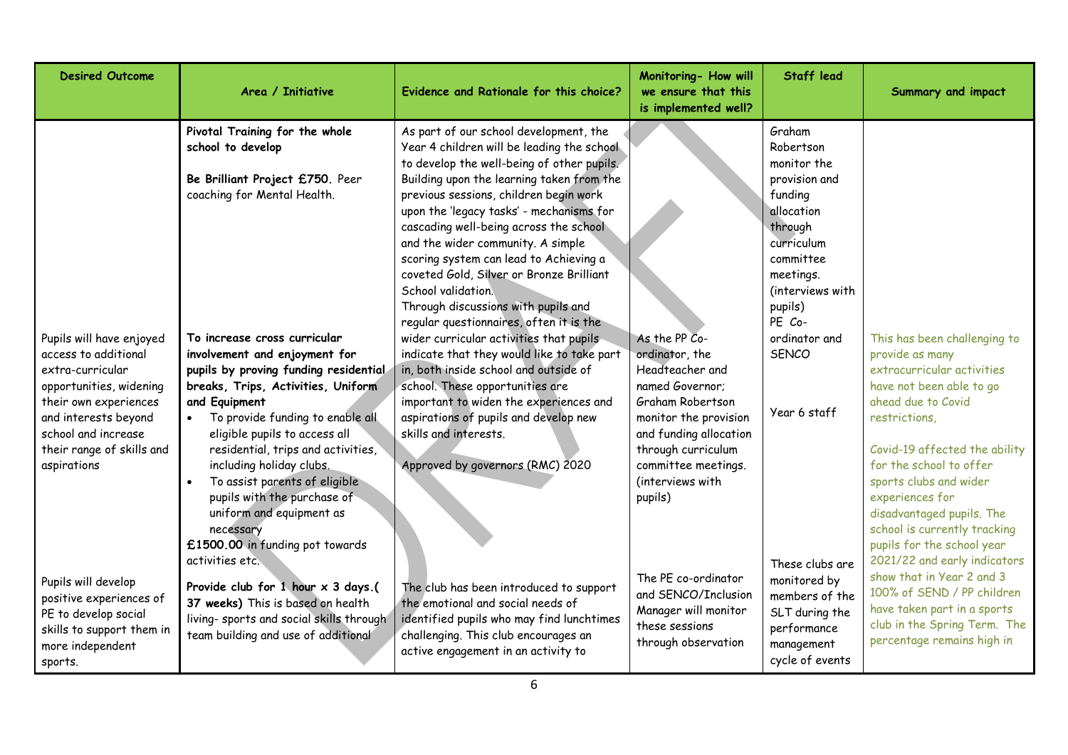| Desired Outcome | Area / Initiative | Evidence and Rationale for this choice? | Monitoring- How will we ensure that this is implemented well? | Staff lead | Summary and impact |
|---|---|---|---|---|---|
| | **Pivotal Training for the whole school to develop**<br><br>**Be Brilliant Project £750.** Peer coaching for Mental Health. | As part of our school development, the Year 4 children will be leading the school to develop the well-being of other pupils. Building upon the learning taken from the previous sessions, children begin work upon the 'legacy tasks' - mechanisms for cascading well-being across the school and the wider community. A simple scoring system can lead to Achieving a coveted Gold, Silver or Bronze Brilliant School validation. | | Graham Robertson monitor the provision and funding allocation through curriculum committee meetings. (interviews with pupils) | |
| Pupils will have enjoyed access to additional extra-curricular opportunities, widening their own experiences and interests beyond school and increase their range of skills and aspirations | **To increase cross curricular involvement and enjoyment for pupils by proving funding residential breaks, Trips, Activities, Uniform and Equipment**<br>• To provide funding to enable all eligible pupils to access all residential, trips and activities, including holiday clubs.<br>• To assist parents of eligible pupils with the purchase of uniform and equipment as necessary<br>**£1500.00** in funding pot towards activities etc. | Through discussions with pupils and regular questionnaires, often it is the wider curricular activities that pupils indicate that they would like to take part in, both inside school and outside of school. These opportunities are important to widen the experiences and aspirations of pupils and develop new skills and interests.<br><br>Approved by governors (RMC) 2020 | As the PP Co-ordinator, the Headteacher and named Governor; Graham Robertson monitor the provision and funding allocation through curriculum committee meetings. (interviews with pupils) | PE Co-ordinator and SENCO<br><br>Year 6 staff | This has been challenging to provide as many extracurricular activities have not been able to go ahead due to Covid restrictions,<br><br>Covid-19 affected the ability for the school to offer sports clubs and wider experiences for disadvantaged pupils. The school is currently tracking pupils for the school year 2021/22 and early indicators show that in Year 2 and 3 100% of SEND / PP children have taken part in a sports club in the Spring Term. The percentage remains high in |
| Pupils will develop positive experiences of PE to develop social skills to support them in more independent sports. | **Provide club for 1 hour x 3 days.( 37 weeks)** This is based on health living- sports and social skills through team building and use of additional | The club has been introduced to support the emotional and social needs of identified pupils who may find lunchtimes challenging. This club encourages an active engagement in an activity to | The PE co-ordinator and SENCO/Inclusion Manager will monitor these sessions through observation | These clubs are monitored by members of the SLT during the performance management cycle of events | |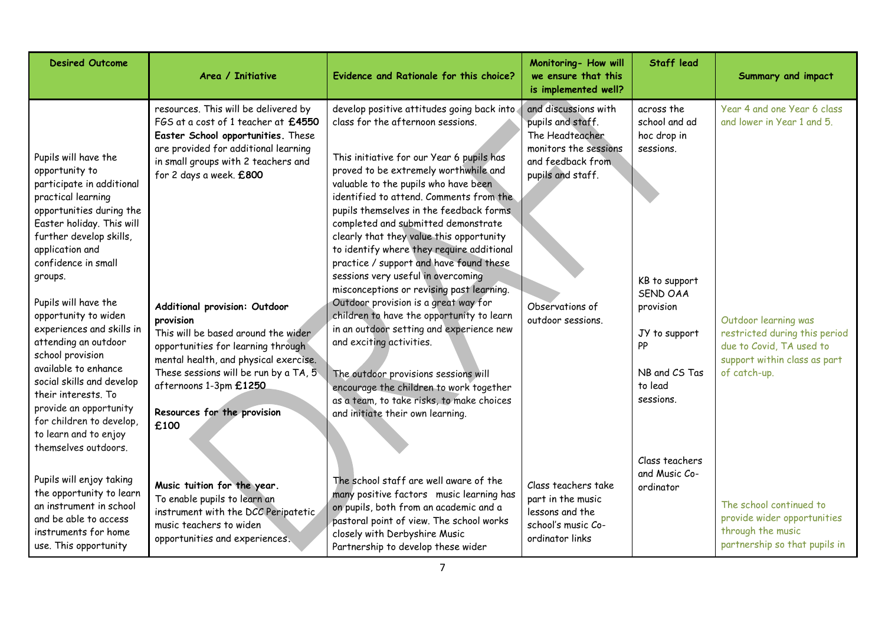| Desired Outcome | Area / Initiative | Evidence and Rationale for this choice? | Monitoring- How will we ensure that this is implemented well? | Staff lead | Summary and impact |
|---|---|---|---|---|---|
| | resources. This will be delivered by FGS at a cost of 1 teacher at **£4550** | develop positive attitudes going back into class for the afternoon sessions. | and discussions with pupils and staff. | across the school and ad hoc drop in sessions. | Year 4 and one Year 6 class and lower in Year 1 and 5. |
| Pupils will have the opportunity to participate in additional practical learning opportunities during the Easter holiday. This will further develop skills, application and confidence in small groups. | **Easter School opportunities.** These are provided for additional learning in small groups with 2 teachers and for 2 days a week. **£800** | This initiative for our Year 6 pupils has proved to be extremely worthwhile and valuable to the pupils who have been identified to attend. Comments from the pupils themselves in the feedback forms completed and submitted demonstrate clearly that they value this opportunity to identify where they require additional practice / support and have found these sessions very useful in overcoming misconceptions or revising past learning. | The Headteacher monitors the sessions and feedback from pupils and staff. | | |
| Pupils will have the opportunity to widen experiences and skills in attending an outdoor school provision available to enhance social skills and develop their interests. To provide an opportunity for children to develop, to learn and to enjoy themselves outdoors. | **Additional provision: Outdoor provision** This will be based around the wider opportunities for learning through mental health, and physical exercise. These sessions will be run by a TA, 5 afternoons 1-3pm **£1250** **Resources for the provision £100** | Outdoor provision is a great way for children to have the opportunity to learn in an outdoor setting and experience new and exciting activities. The outdoor provisions sessions will encourage the children to work together as a team, to take risks, to make choices and initiate their own learning. | Observations of outdoor sessions. | KB to support SEND OAA provision JY to support PP NB and CS Tas to lead sessions. | Outdoor learning was restricted during this period due to Covid, TA used to support within class as part of catch-up. |
| Pupils will enjoy taking the opportunity to learn an instrument in school and be able to access instruments for home use. This opportunity | **Music tuition for the year.** To enable pupils to learn an instrument with the DCC Peripatetic music teachers to widen opportunities and experiences. | The school staff are well aware of the many positive factors music learning has on pupils, both from an academic and a pastoral point of view. The school works closely with Derbyshire Music Partnership to develop these wider | Class teachers take part in the music lessons and the school's music Co-ordinator links | Class teachers and Music Co-ordinator | The school continued to provide wider opportunities through the music partnership so that pupils in |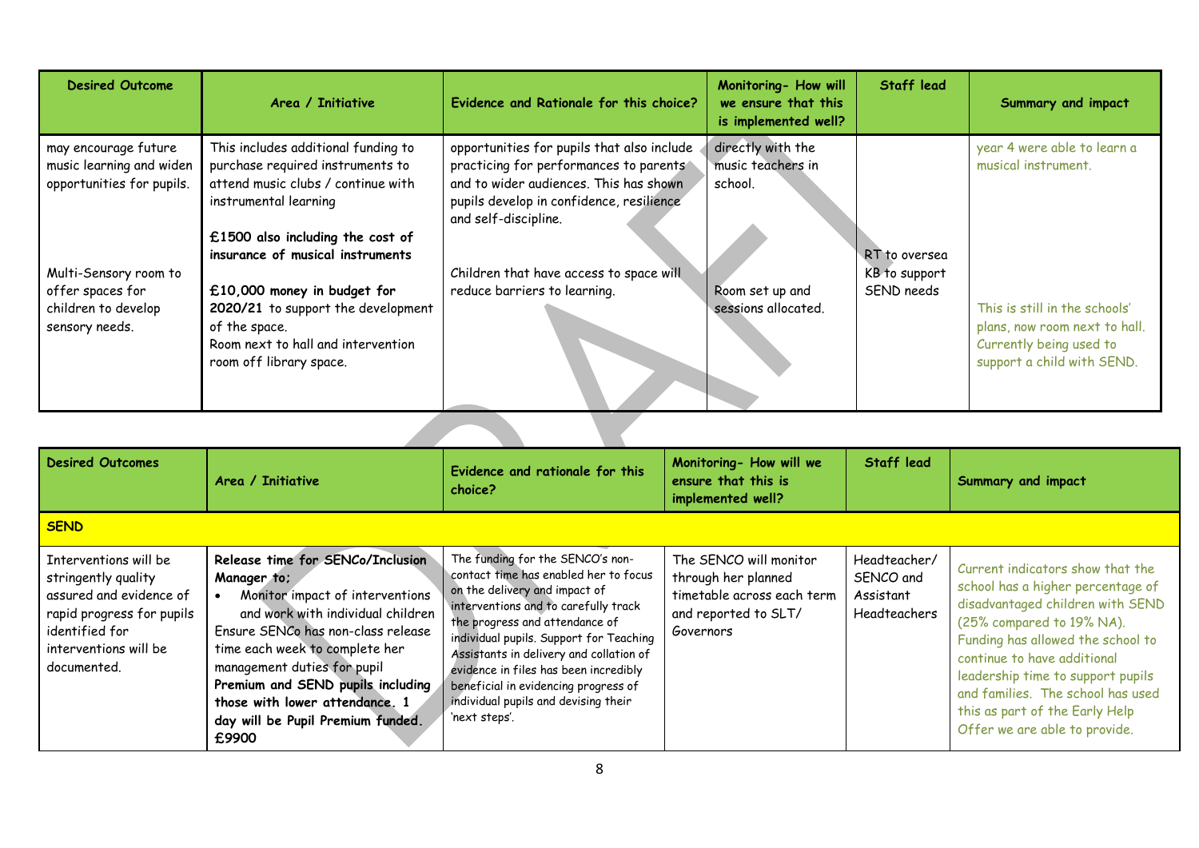| Desired Outcome | Area / Initiative | Evidence and Rationale for this choice? | Monitoring- How will we ensure that this is implemented well? | Staff lead | Summary and impact |
|---|---|---|---|---|---|
| may encourage future music learning and widen opportunities for pupils. | This includes additional funding to purchase required instruments to attend music clubs / continue with instrumental learning<br><br>**£1500 also including the cost of insurance of musical instruments** | opportunities for pupils that also include practicing for performances to parents and to wider audiences. This has shown pupils develop in confidence, resilience and self-discipline. | directly with the music teachers in school. | | year 4 were able to learn a musical instrument. |
| Multi-Sensory room to offer spaces for children to develop sensory needs. | **£10,000 money in budget for 2020/21** to support the development of the space.<br>Room next to hall and intervention room off library space. | Children that have access to space will reduce barriers to learning. | Room set up and sessions allocated. | RT to oversea KB to support SEND needs | This is still in the schools' plans, now room next to hall. Currently being used to support a child with SEND. |

| Desired Outcomes | Area / Initiative | Evidence and rationale for this choice? | Monitoring- How will we ensure that this is implemented well? | Staff lead | Summary and impact |
|---|---|---|---|---|---|
| **SEND** | | | | | |
| Interventions will be stringently quality assured and evidence of rapid progress for pupils identified for interventions will be documented. | **Release time for SENCo/Inclusion Manager to;**<br>• Monitor impact of interventions and work with individual children<br>Ensure SENCo has non-class release time each week to complete her management duties for pupil **Premium and SEND pupils including those with lower attendance. 1 day will be Pupil Premium funded. £9900** | The funding for the SENCO's non-contact time has enabled her to focus on the delivery and impact of interventions and to carefully track the progress and attendance of individual pupils. Support for Teaching Assistants in delivery and collation of evidence in files has been incredibly beneficial in evidencing progress of individual pupils and devising their 'next steps'. | The SENCO will monitor through her planned timetable across each term and reported to SLT/ Governors | Headteacher/ SENCO and Assistant Headteachers | Current indicators show that the school has a higher percentage of disadvantaged children with SEND (25% compared to 19% NA). Funding has allowed the school to continue to have additional leadership time to support pupils and families. The school has used this as part of the Early Help Offer we are able to provide. |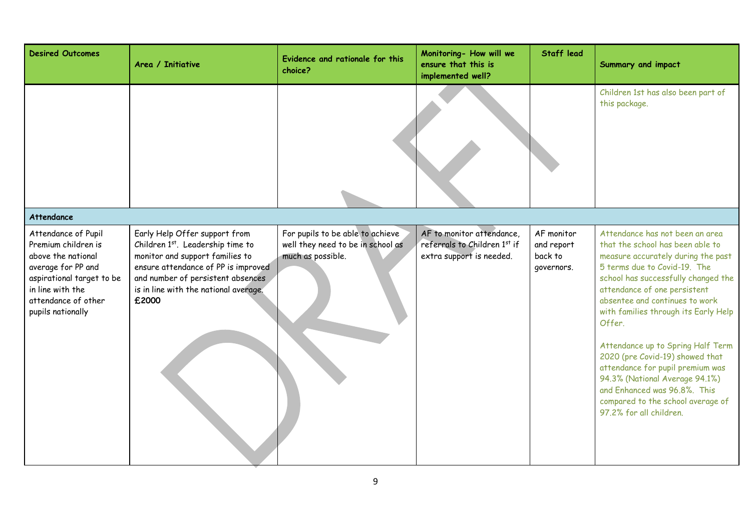| Desired Outcomes | Area / Initiative | Evidence and rationale for this choice? | Monitoring- How will we ensure that this is implemented well? | Staff lead | Summary and impact |
|---|---|---|---|---|---|
| | | | | | Children 1st has also been part of this package. |
| **Attendance** | | | | | |
| Attendance of Pupil Premium children is above the national average for PP and aspirational target to be in line with the attendance of other pupils nationally | Early Help Offer support from Children 1st. Leadership time to monitor and support families to ensure attendance of PP is improved and number of persistent absences is in line with the national average. **£2000** | For pupils to be able to achieve well they need to be in school as much as possible. | AF to monitor attendance, referrals to Children 1st if extra support is needed. | AF monitor and report back to governors. | Attendance has not been an area that the school has been able to measure accurately during the past 5 terms due to Covid-19. The school has successfully changed the attendance of one persistent absentee and continues to work with families through its Early Help Offer.<br><br>Attendance up to Spring Half Term 2020 (pre Covid-19) showed that attendance for pupil premium was 94.3% (National Average 94.1%) and Enhanced was 96.8%. This compared to the school average of 97.2% for all children. |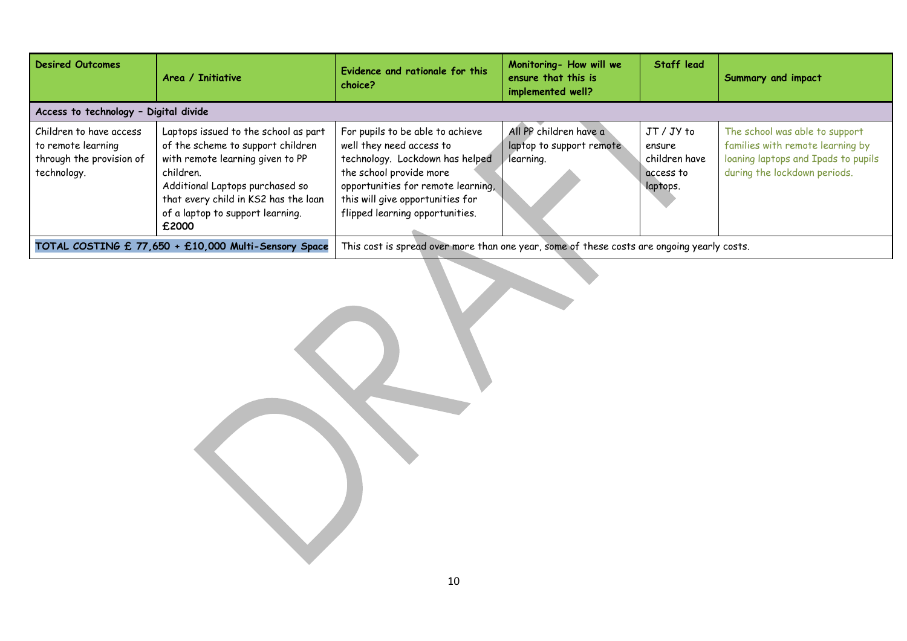| Desired Outcomes | Area / Initiative | Evidence and rationale for this choice? | Monitoring- How will we ensure that this is implemented well? | Staff lead | Summary and impact |
|---|---|---|---|---|---|
| **Access to technology – Digital divide** | | | | | |
| Children to have access to remote learning through the provision of technology. | Laptops issued to the school as part of the scheme to support children with remote learning given to PP children.<br>Additional Laptops purchased so that every child in KS2 has the loan of a laptop to support learning.<br>**£2000** | For pupils to be able to achieve well they need access to technology. Lockdown has helped the school provide more opportunities for remote learning, this will give opportunities for flipped learning opportunities. | All PP children have a laptop to support remote learning. | JT / JY to ensure children have access to laptops. | The school was able to support families with remote learning by loaning laptops and Ipads to pupils during the lockdown periods. |
| **TOTAL COSTING £ 77,650 + £10,000 Multi-Sensory Space** | | This cost is spread over more than one year, some of these costs are ongoing yearly costs. | | | |